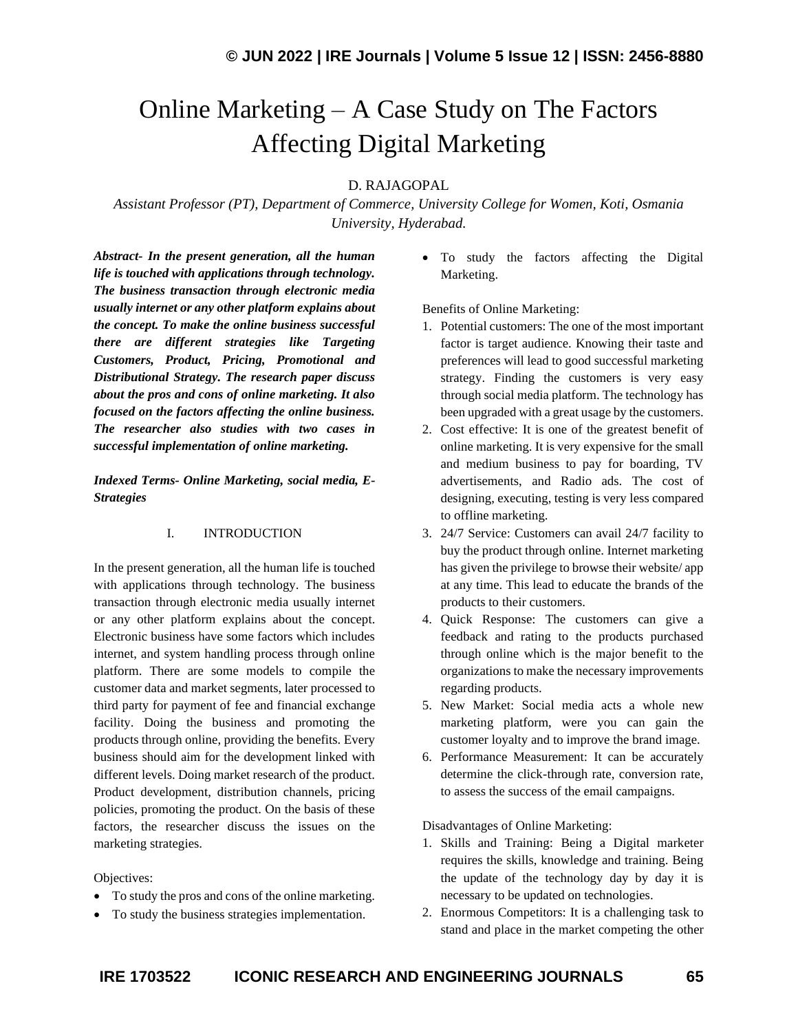# Online Marketing – A Case Study on The Factors Affecting Digital Marketing

D. RAJAGOPAL

*Assistant Professor (PT), Department of Commerce, University College for Women, Koti, Osmania University, Hyderabad.*

***Abstract- In the present generation, all the human life is touched with applications through technology. The business transaction through electronic media usually internet or any other platform explains about the concept. To make the online business successful there are different strategies like Targeting Customers, Product, Pricing, Promotional and Distributional Strategy. The research paper discuss about the pros and cons of online marketing. It also focused on the factors affecting the online business. The researcher also studies with two cases in successful implementation of online marketing.***

***Indexed Terms- Online Marketing, social media, E-Strategies***

## I. INTRODUCTION

In the present generation, all the human life is touched with applications through technology. The business transaction through electronic media usually internet or any other platform explains about the concept. Electronic business have some factors which includes internet, and system handling process through online platform. There are some models to compile the customer data and market segments, later processed to third party for payment of fee and financial exchange facility. Doing the business and promoting the products through online, providing the benefits. Every business should aim for the development linked with different levels. Doing market research of the product. Product development, distribution channels, pricing policies, promoting the product. On the basis of these factors, the researcher discuss the issues on the marketing strategies.

Objectives:

- To study the pros and cons of the online marketing.
- To study the business strategies implementation.
- To study the factors affecting the Digital Marketing.

Benefits of Online Marketing:

1. Potential customers: The one of the most important factor is target audience. Knowing their taste and preferences will lead to good successful marketing strategy. Finding the customers is very easy through social media platform. The technology has been upgraded with a great usage by the customers.
2. Cost effective: It is one of the greatest benefit of online marketing. It is very expensive for the small and medium business to pay for boarding, TV advertisements, and Radio ads. The cost of designing, executing, testing is very less compared to offline marketing.
3. 24/7 Service: Customers can avail 24/7 facility to buy the product through online. Internet marketing has given the privilege to browse their website/ app at any time. This lead to educate the brands of the products to their customers.
4. Quick Response: The customers can give a feedback and rating to the products purchased through online which is the major benefit to the organizations to make the necessary improvements regarding products.
5. New Market: Social media acts a whole new marketing platform, were you can gain the customer loyalty and to improve the brand image.
6. Performance Measurement: It can be accurately determine the click-through rate, conversion rate, to assess the success of the email campaigns.

Disadvantages of Online Marketing:

1. Skills and Training: Being a Digital marketer requires the skills, knowledge and training. Being the update of the technology day by day it is necessary to be updated on technologies.
2. Enormous Competitors: It is a challenging task to stand and place in the market competing the other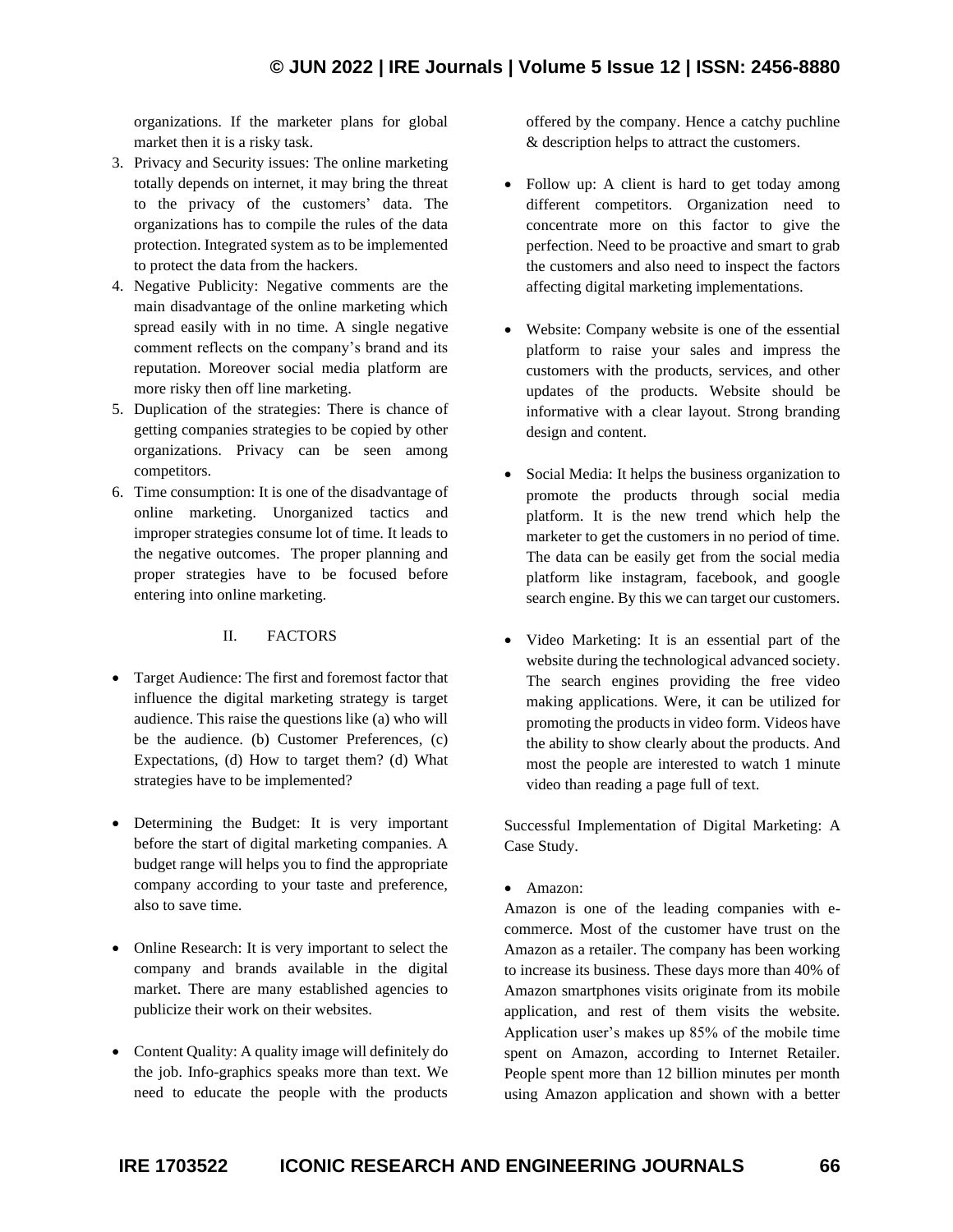organizations. If the marketer plans for global market then it is a risky task.

3. Privacy and Security issues: The online marketing totally depends on internet, it may bring the threat to the privacy of the customers' data. The organizations has to compile the rules of the data protection. Integrated system as to be implemented to protect the data from the hackers.
4. Negative Publicity: Negative comments are the main disadvantage of the online marketing which spread easily with in no time. A single negative comment reflects on the company's brand and its reputation. Moreover social media platform are more risky then off line marketing.
5. Duplication of the strategies: There is chance of getting companies strategies to be copied by other organizations. Privacy can be seen among competitors.
6. Time consumption: It is one of the disadvantage of online marketing. Unorganized tactics and improper strategies consume lot of time. It leads to the negative outcomes. The proper planning and proper strategies have to be focused before entering into online marketing.

## II. FACTORS

- Target Audience: The first and foremost factor that influence the digital marketing strategy is target audience. This raise the questions like (a) who will be the audience. (b) Customer Preferences, (c) Expectations, (d) How to target them? (d) What strategies have to be implemented?

- Determining the Budget: It is very important before the start of digital marketing companies. A budget range will helps you to find the appropriate company according to your taste and preference, also to save time.

- Online Research: It is very important to select the company and brands available in the digital market. There are many established agencies to publicize their work on their websites.

- Content Quality: A quality image will definitely do the job. Info-graphics speaks more than text. We need to educate the people with the products offered by the company. Hence a catchy puchline & description helps to attract the customers.

- Follow up: A client is hard to get today among different competitors. Organization need to concentrate more on this factor to give the perfection. Need to be proactive and smart to grab the customers and also need to inspect the factors affecting digital marketing implementations.

- Website: Company website is one of the essential platform to raise your sales and impress the customers with the products, services, and other updates of the products. Website should be informative with a clear layout. Strong branding design and content.

- Social Media: It helps the business organization to promote the products through social media platform. It is the new trend which help the marketer to get the customers in no period of time. The data can be easily get from the social media platform like instagram, facebook, and google search engine. By this we can target our customers.

- Video Marketing: It is an essential part of the website during the technological advanced society. The search engines providing the free video making applications. Were, it can be utilized for promoting the products in video form. Videos have the ability to show clearly about the products. And most the people are interested to watch 1 minute video than reading a page full of text.

Successful Implementation of Digital Marketing: A Case Study.

- Amazon:

Amazon is one of the leading companies with e-commerce. Most of the customer have trust on the Amazon as a retailer. The company has been working to increase its business. These days more than 40% of Amazon smartphones visits originate from its mobile application, and rest of them visits the website. Application user's makes up 85% of the mobile time spent on Amazon, according to Internet Retailer. People spent more than 12 billion minutes per month using Amazon application and shown with a better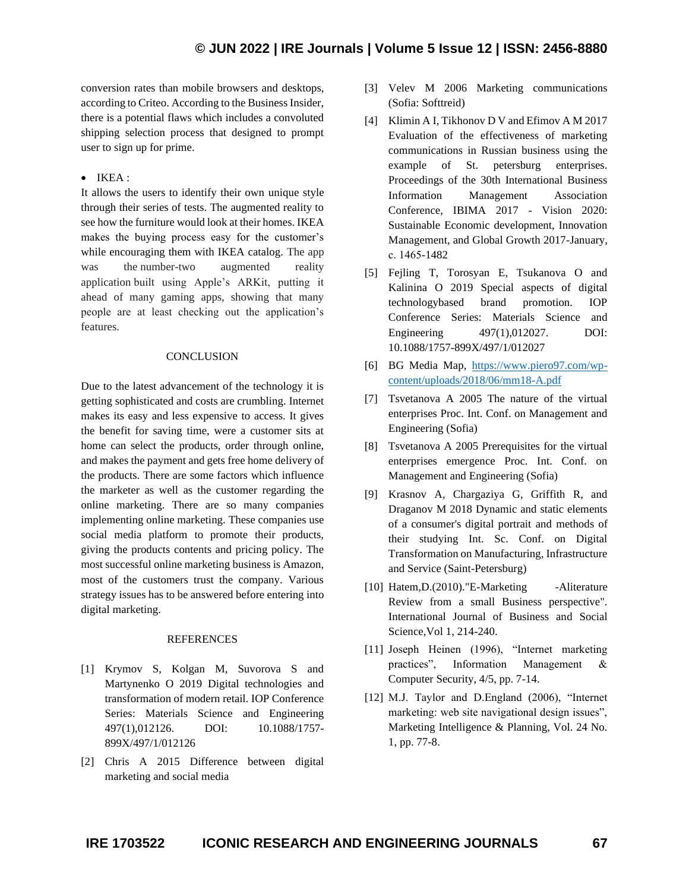conversion rates than mobile browsers and desktops, according to Criteo. According to the Business Insider, there is a potential flaws which includes a convoluted shipping selection process that designed to prompt user to sign up for prime.

- IKEA :

It allows the users to identify their own unique style through their series of tests. The augmented reality to see how the furniture would look at their homes. IKEA makes the buying process easy for the customer's while encouraging them with IKEA catalog. The app was the number-two augmented reality application built using Apple's ARKit, putting it ahead of many gaming apps, showing that many people are at least checking out the application's features.

## CONCLUSION

Due to the latest advancement of the technology it is getting sophisticated and costs are crumbling. Internet makes its easy and less expensive to access. It gives the benefit for saving time, were a customer sits at home can select the products, order through online, and makes the payment and gets free home delivery of the products. There are some factors which influence the marketer as well as the customer regarding the online marketing. There are so many companies implementing online marketing. These companies use social media platform to promote their products, giving the products contents and pricing policy. The most successful online marketing business is Amazon, most of the customers trust the company. Various strategy issues has to be answered before entering into digital marketing.

## REFERENCES

[1] Krymov S, Kolgan M, Suvorova S and Martynenko O 2019 Digital technologies and transformation of modern retail. IOP Conference Series: Materials Science and Engineering 497(1),012126. DOI: 10.1088/1757-899X/497/1/012126

[2] Chris A 2015 Difference between digital marketing and social media

[3] Velev M 2006 Marketing communications (Sofia: Softtreid)

[4] Klimin A I, Tikhonov D V and Efimov A M 2017 Evaluation of the effectiveness of marketing communications in Russian business using the example of St. petersburg enterprises. Proceedings of the 30th International Business Information Management Association Conference, IBIMA 2017 - Vision 2020: Sustainable Economic development, Innovation Management, and Global Growth 2017-January, c. 1465-1482

[5] Fejling T, Torosyan E, Tsukanova O and Kalinina O 2019 Special aspects of digital technologybased brand promotion. IOP Conference Series: Materials Science and Engineering 497(1),012027. DOI: 10.1088/1757-899X/497/1/012027

[6] BG Media Map, https://www.piero97.com/wp-content/uploads/2018/06/mm18-A.pdf

[7] Tsvetanova A 2005 The nature of the virtual enterprises Proc. Int. Conf. on Management and Engineering (Sofia)

[8] Tsvetanova A 2005 Prerequisites for the virtual enterprises emergence Proc. Int. Conf. on Management and Engineering (Sofia)

[9] Krasnov A, Chargaziya G, Griffith R, and Draganov M 2018 Dynamic and static elements of a consumer's digital portrait and methods of their studying Int. Sc. Conf. on Digital Transformation on Manufacturing, Infrastructure and Service (Saint-Petersburg)

[10] Hatem,D.(2010)."E-Marketing -Aliterature Review from a small Business perspective". International Journal of Business and Social Science,Vol 1, 214-240.

[11] Joseph Heinen (1996), "Internet marketing practices", Information Management & Computer Security, 4/5, pp. 7-14.

[12] M.J. Taylor and D.England (2006), "Internet marketing: web site navigational design issues", Marketing Intelligence & Planning, Vol. 24 No. 1, pp. 77-8.